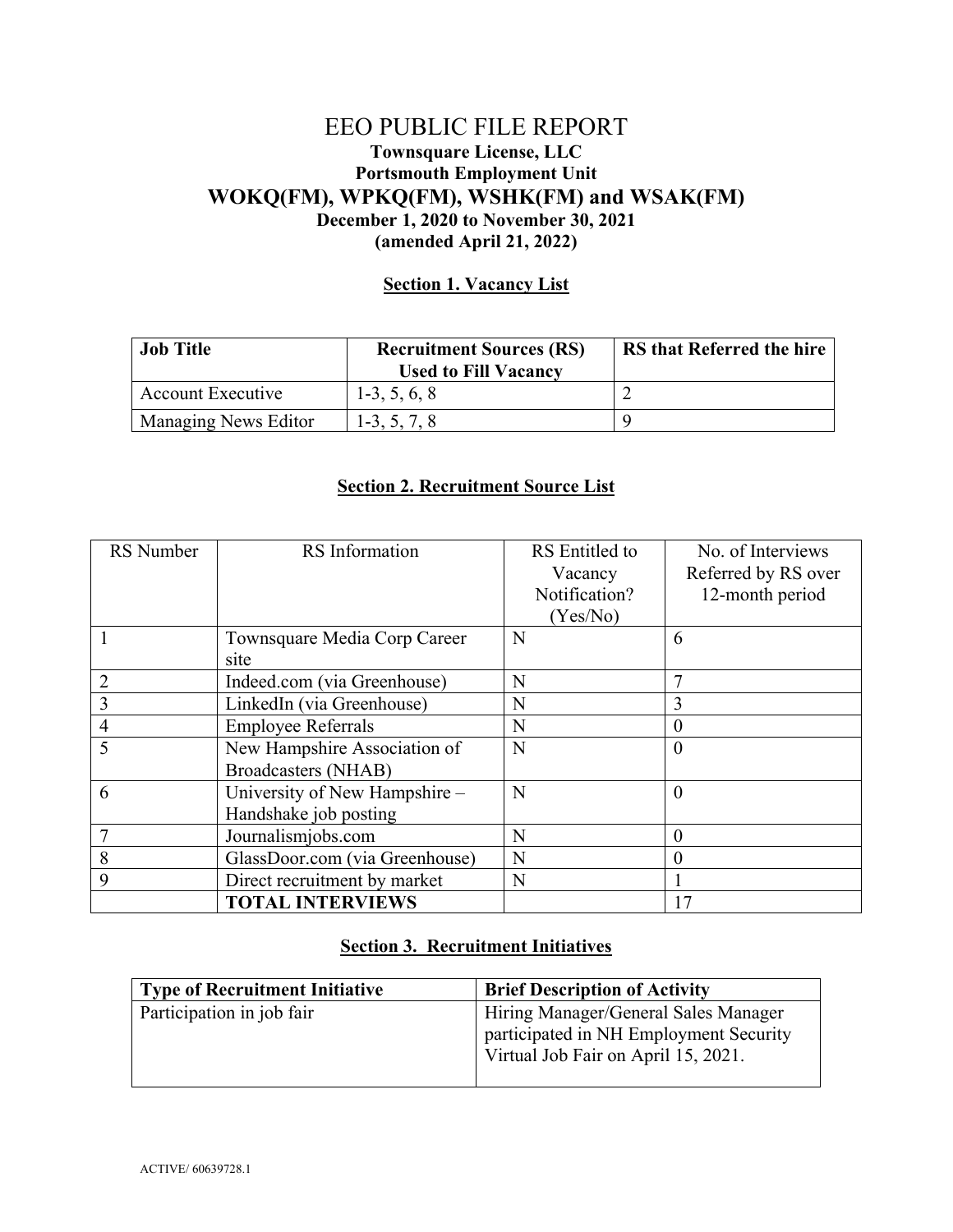# EEO PUBLIC FILE REPORT

**Townsquare License, LLC**
**Portsmouth Employment Unit**

## WOKQ(FM), WPKQ(FM), WSHK(FM) and WSAK(FM)

**December 1, 2020 to November 30, 2021**
**(amended April 21, 2022)**

### Section 1. Vacancy List

| Job Title | Recruitment Sources (RS) Used to Fill Vacancy | RS that Referred the hire |
|---|---|---|
| Account Executive | 1-3, 5, 6, 8 | 2 |
| Managing News Editor | 1-3, 5, 7, 8 | 9 |

### Section 2. Recruitment Source List

| RS Number | RS Information | RS Entitled to Vacancy Notification? (Yes/No) | No. of Interviews Referred by RS over 12-month period |
|---|---|---|---|
| 1 | Townsquare Media Corp Career site | N | 6 |
| 2 | Indeed.com (via Greenhouse) | N | 7 |
| 3 | LinkedIn (via Greenhouse) | N | 3 |
| 4 | Employee Referrals | N | 0 |
| 5 | New Hampshire Association of Broadcasters (NHAB) | N | 0 |
| 6 | University of New Hampshire – Handshake job posting | N | 0 |
| 7 | Journalismjobs.com | N | 0 |
| 8 | GlassDoor.com (via Greenhouse) | N | 0 |
| 9 | Direct recruitment by market | N | 1 |
| | **TOTAL INTERVIEWS** | | 17 |

### Section 3. Recruitment Initiatives

| Type of Recruitment Initiative | Brief Description of Activity |
|---|---|
| Participation in job fair | Hiring Manager/General Sales Manager participated in NH Employment Security Virtual Job Fair on April 15, 2021. |

ACTIVE/ 60639728.1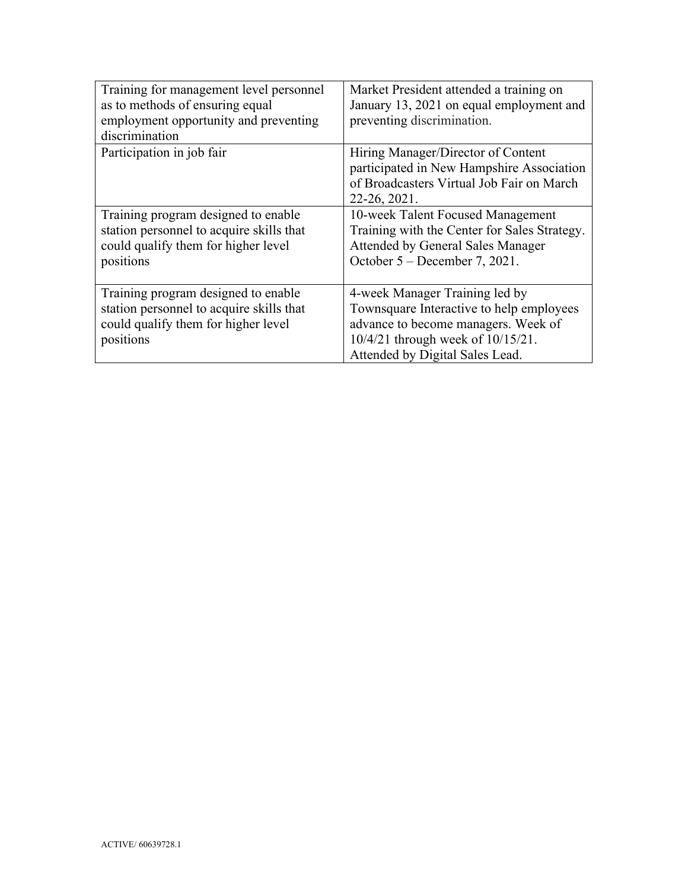| | |
|---|---|
| Training for management level personnel as to methods of ensuring equal employment opportunity and preventing discrimination | Market President attended a training on January 13, 2021 on equal employment and preventing discrimination. |
| Participation in job fair | Hiring Manager/Director of Content participated in New Hampshire Association of Broadcasters Virtual Job Fair on March 22-26, 2021. |
| Training program designed to enable station personnel to acquire skills that could qualify them for higher level positions | 10-week Talent Focused Management Training with the Center for Sales Strategy. Attended by General Sales Manager October 5 – December 7, 2021. |
| Training program designed to enable station personnel to acquire skills that could qualify them for higher level positions | 4-week Manager Training led by Townsquare Interactive to help employees advance to become managers. Week of 10/4/21 through week of 10/15/21. Attended by Digital Sales Lead. |

ACTIVE/ 60639728.1